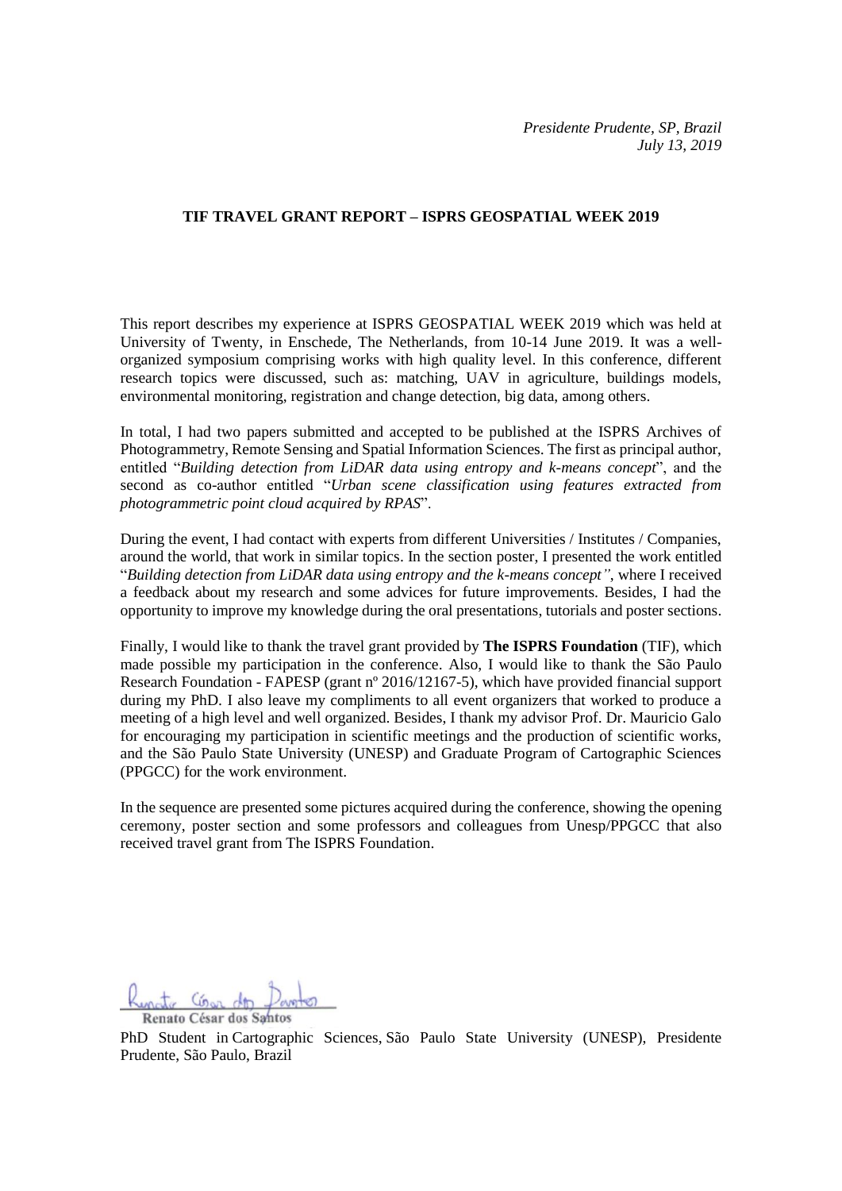*Presidente Prudente, SP, Brazil*
*July 13, 2019*

**TIF TRAVEL GRANT REPORT – ISPRS GEOSPATIAL WEEK 2019**

This report describes my experience at ISPRS GEOSPATIAL WEEK 2019 which was held at University of Twenty, in Enschede, The Netherlands, from 10-14 June 2019. It was a well-organized symposium comprising works with high quality level. In this conference, different research topics were discussed, such as: matching, UAV in agriculture, buildings models, environmental monitoring, registration and change detection, big data, among others.

In total, I had two papers submitted and accepted to be published at the ISPRS Archives of Photogrammetry, Remote Sensing and Spatial Information Sciences. The first as principal author, entitled "*Building detection from LiDAR data using entropy and k-means concept*", and the second as co-author entitled "*Urban scene classification using features extracted from photogrammetric point cloud acquired by RPAS*".

During the event, I had contact with experts from different Universities / Institutes / Companies, around the world, that work in similar topics. In the section poster, I presented the work entitled "*Building detection from LiDAR data using entropy and the k-means concept"*, where I received a feedback about my research and some advices for future improvements. Besides, I had the opportunity to improve my knowledge during the oral presentations, tutorials and poster sections.

Finally, I would like to thank the travel grant provided by **The ISPRS Foundation** (TIF), which made possible my participation in the conference. Also, I would like to thank the São Paulo Research Foundation - FAPESP (grant nº 2016/12167-5), which have provided financial support during my PhD. I also leave my compliments to all event organizers that worked to produce a meeting of a high level and well organized. Besides, I thank my advisor Prof. Dr. Mauricio Galo for encouraging my participation in scientific meetings and the production of scientific works, and the São Paulo State University (UNESP) and Graduate Program of Cartographic Sciences (PPGCC) for the work environment.

In the sequence are presented some pictures acquired during the conference, showing the opening ceremony, poster section and some professors and colleagues from Unesp/PPGCC that also received travel grant from The ISPRS Foundation.

Renato César dos Santos

PhD Student in Cartographic Sciences, São Paulo State University (UNESP), Presidente Prudente, São Paulo, Brazil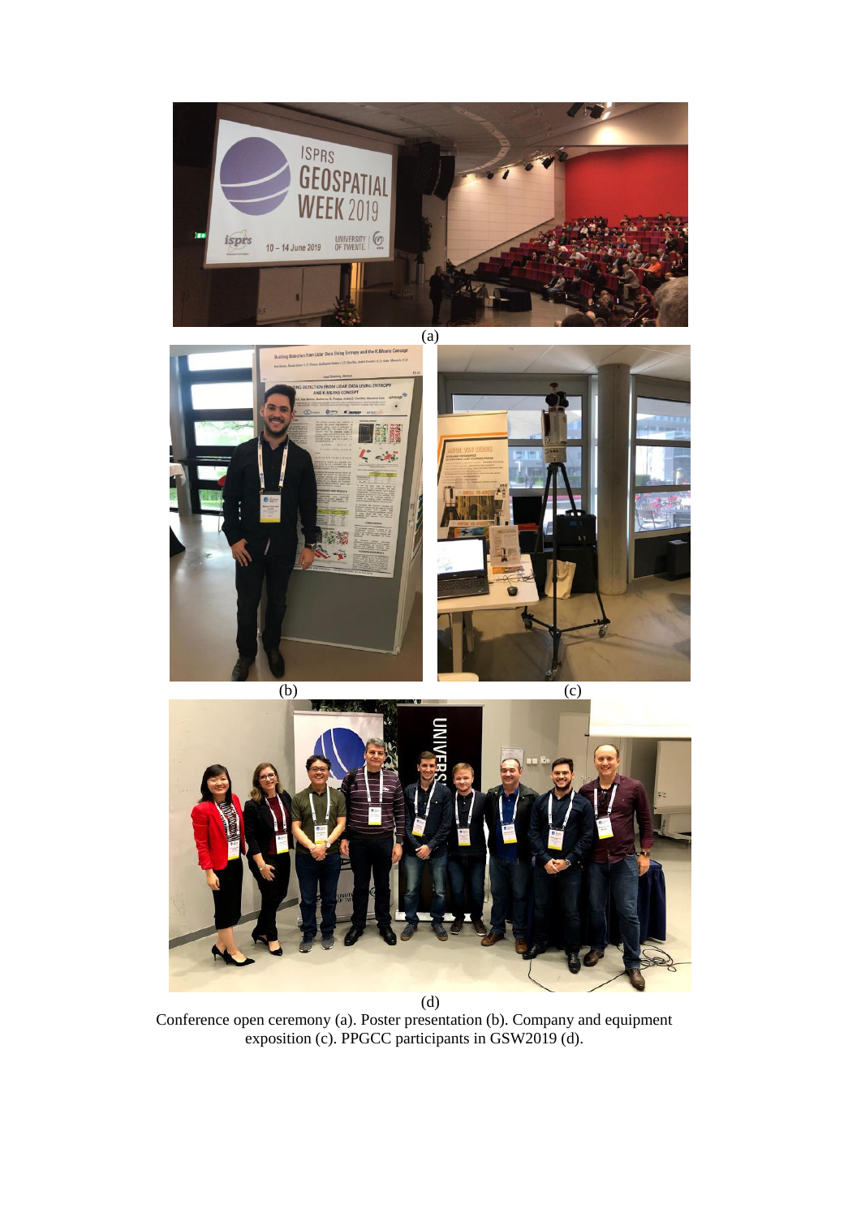(a)

(b)

(c)

(d)

Conference open ceremony (a). Poster presentation (b). Company and equipment exposition (c). PPGCC participants in GSW2019 (d).